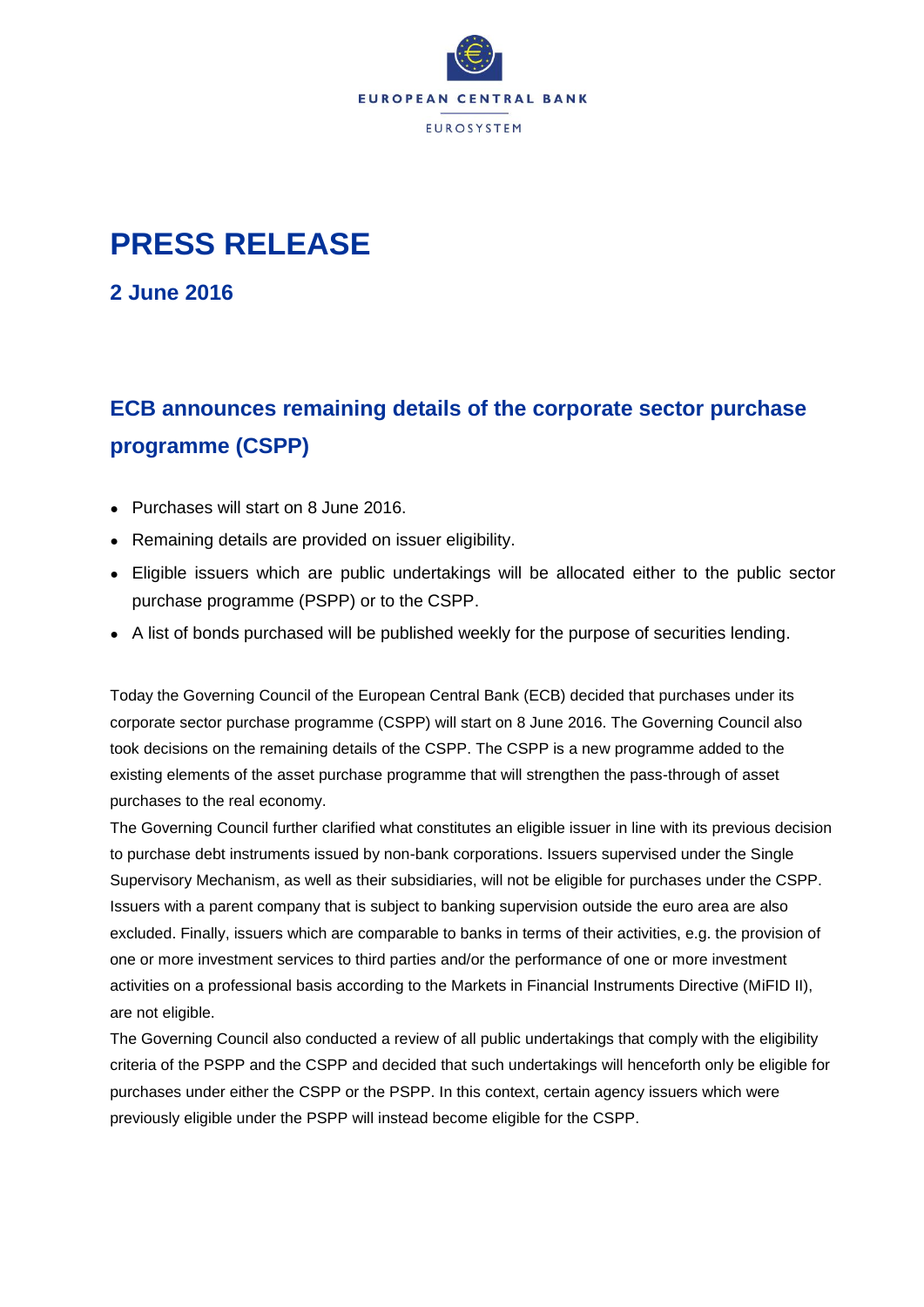EUROPEAN CENTRAL BANK

EUROSYSTEM

# PRESS RELEASE

**2 June 2016**

## ECB announces remaining details of the corporate sector purchase programme (CSPP)

- Purchases will start on 8 June 2016.
- Remaining details are provided on issuer eligibility.
- Eligible issuers which are public undertakings will be allocated either to the public sector purchase programme (PSPP) or to the CSPP.
- A list of bonds purchased will be published weekly for the purpose of securities lending.

Today the Governing Council of the European Central Bank (ECB) decided that purchases under its corporate sector purchase programme (CSPP) will start on 8 June 2016. The Governing Council also took decisions on the remaining details of the CSPP. The CSPP is a new programme added to the existing elements of the asset purchase programme that will strengthen the pass-through of asset purchases to the real economy.

The Governing Council further clarified what constitutes an eligible issuer in line with its previous decision to purchase debt instruments issued by non-bank corporations. Issuers supervised under the Single Supervisory Mechanism, as well as their subsidiaries, will not be eligible for purchases under the CSPP. Issuers with a parent company that is subject to banking supervision outside the euro area are also excluded. Finally, issuers which are comparable to banks in terms of their activities, e.g. the provision of one or more investment services to third parties and/or the performance of one or more investment activities on a professional basis according to the Markets in Financial Instruments Directive (MiFID II), are not eligible.

The Governing Council also conducted a review of all public undertakings that comply with the eligibility criteria of the PSPP and the CSPP and decided that such undertakings will henceforth only be eligible for purchases under either the CSPP or the PSPP. In this context, certain agency issuers which were previously eligible under the PSPP will instead become eligible for the CSPP.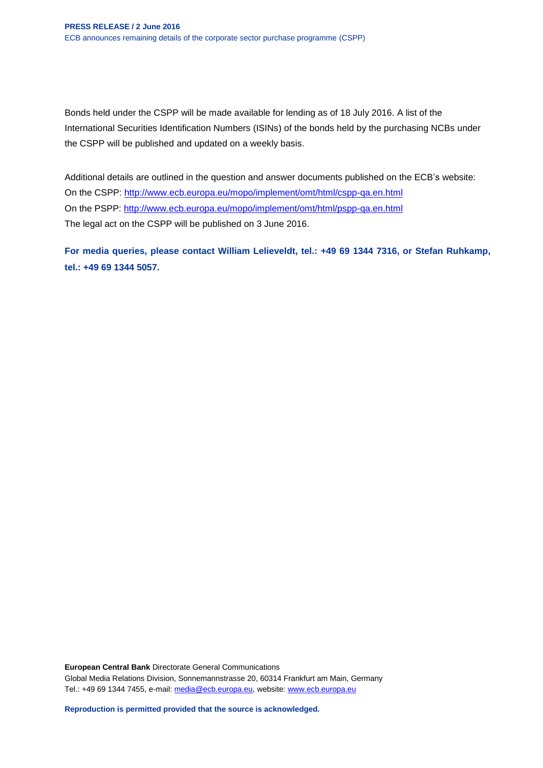Bonds held under the CSPP will be made available for lending as of 18 July 2016. A list of the International Securities Identification Numbers (ISINs) of the bonds held by the purchasing NCBs under the CSPP will be published and updated on a weekly basis.

Additional details are outlined in the question and answer documents published on the ECB's website:
On the CSPP: http://www.ecb.europa.eu/mopo/implement/omt/html/cspp-qa.en.html
On the PSPP: http://www.ecb.europa.eu/mopo/implement/omt/html/pspp-qa.en.html
The legal act on the CSPP will be published on 3 June 2016.

**For media queries, please contact William Lelieveldt, tel.: +49 69 1344 7316, or Stefan Ruhkamp, tel.: +49 69 1344 5057.**

**European Central Bank** Directorate General Communications
Global Media Relations Division, Sonnemannstrasse 20, 60314 Frankfurt am Main, Germany
Tel.: +49 69 1344 7455, e-mail: media@ecb.europa.eu, website: www.ecb.europa.eu

**Reproduction is permitted provided that the source is acknowledged.**